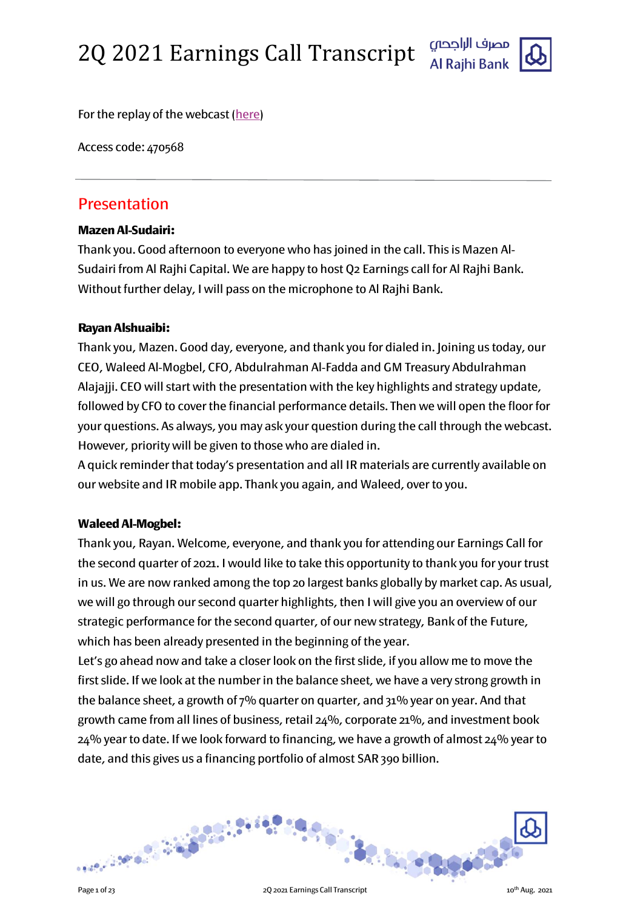# 2Q 2021 Earnings Call Transcript

For the replay of the webcast (here)

Access code: 470568

---

## Presentation

**Mazen Al-Sudairi:**

Thank you. Good afternoon to everyone who has joined in the call. This is Mazen Al-Sudairi from Al Rajhi Capital. We are happy to host Q2 Earnings call for Al Rajhi Bank. Without further delay, I will pass on the microphone to Al Rajhi Bank.

**Rayan Alshuaibi:**

Thank you, Mazen. Good day, everyone, and thank you for dialed in. Joining us today, our CEO, Waleed Al-Mogbel, CFO, Abdulrahman Al-Fadda and GM Treasury Abdulrahman Alajajji. CEO will start with the presentation with the key highlights and strategy update, followed by CFO to cover the financial performance details. Then we will open the floor for your questions. As always, you may ask your question during the call through the webcast. However, priority will be given to those who are dialed in.

A quick reminder that today's presentation and all IR materials are currently available on our website and IR mobile app. Thank you again, and Waleed, over to you.

**Waleed Al-Mogbel:**

Thank you, Rayan. Welcome, everyone, and thank you for attending our Earnings Call for the second quarter of 2021. I would like to take this opportunity to thank you for your trust in us. We are now ranked among the top 20 largest banks globally by market cap. As usual, we will go through our second quarter highlights, then I will give you an overview of our strategic performance for the second quarter, of our new strategy, Bank of the Future, which has been already presented in the beginning of the year.

Let's go ahead now and take a closer look on the first slide, if you allow me to move the first slide. If we look at the number in the balance sheet, we have a very strong growth in the balance sheet, a growth of 7% quarter on quarter, and 31% year on year. And that growth came from all lines of business, retail 24%, corporate 21%, and investment book 24% year to date. If we look forward to financing, we have a growth of almost 24% year to date, and this gives us a financing portfolio of almost SAR 390 billion.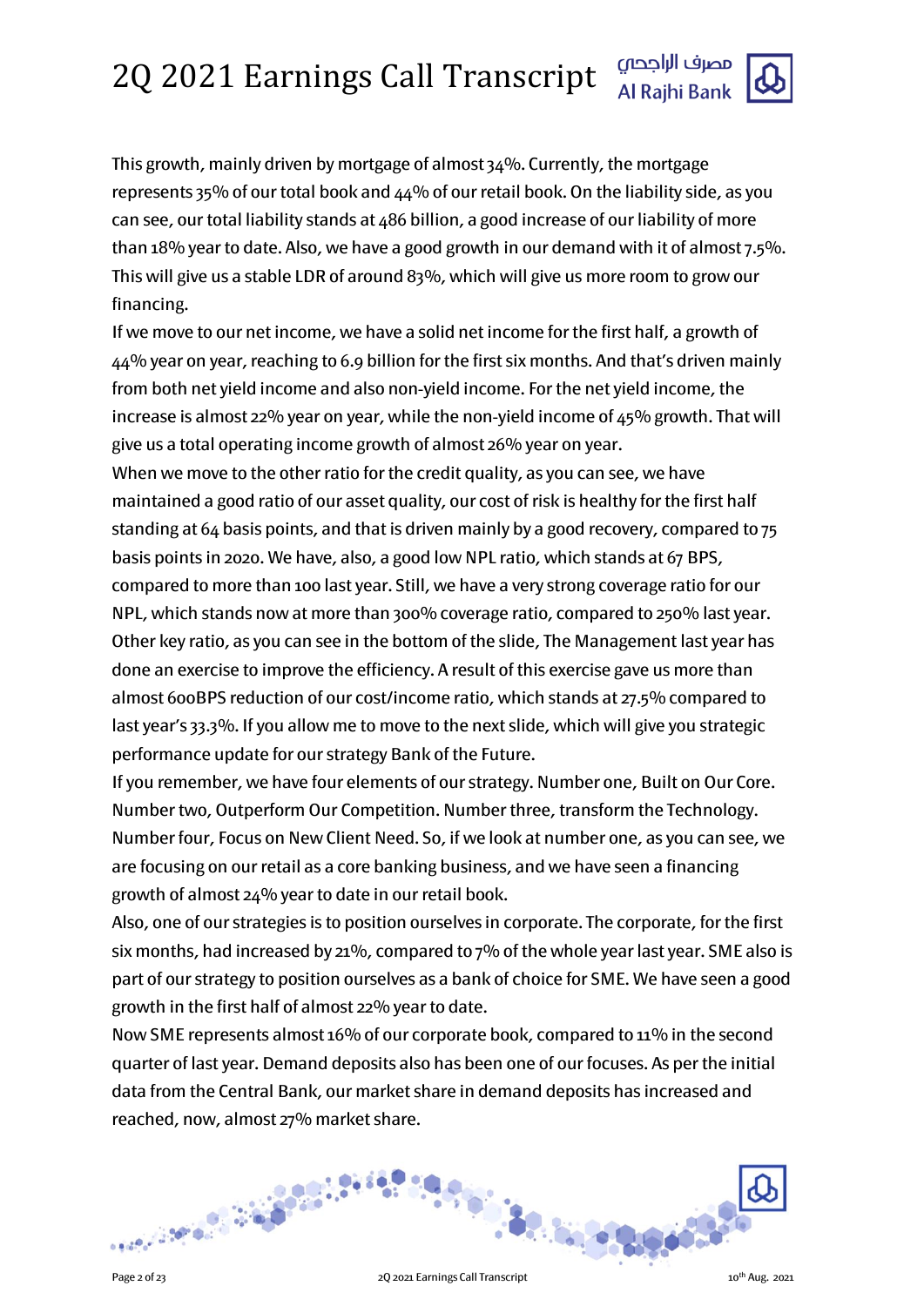This growth, mainly driven by mortgage of almost 34%. Currently, the mortgage represents 35% of our total book and 44% of our retail book. On the liability side, as you can see, our total liability stands at 486 billion, a good increase of our liability of more than 18% year to date. Also, we have a good growth in our demand with it of almost 7.5%. This will give us a stable LDR of around 83%, which will give us more room to grow our financing.

If we move to our net income, we have a solid net income for the first half, a growth of 44% year on year, reaching to 6.9 billion for the first six months. And that's driven mainly from both net yield income and also non-yield income. For the net yield income, the increase is almost 22% year on year, while the non-yield income of 45% growth. That will give us a total operating income growth of almost 26% year on year.

When we move to the other ratio for the credit quality, as you can see, we have maintained a good ratio of our asset quality, our cost of risk is healthy for the first half standing at 64 basis points, and that is driven mainly by a good recovery, compared to 75 basis points in 2020. We have, also, a good low NPL ratio, which stands at 67 BPS, compared to more than 100 last year. Still, we have a very strong coverage ratio for our NPL, which stands now at more than 300% coverage ratio, compared to 250% last year. Other key ratio, as you can see in the bottom of the slide, The Management last year has done an exercise to improve the efficiency. A result of this exercise gave us more than almost 600BPS reduction of our cost/income ratio, which stands at 27.5% compared to last year's 33.3%. If you allow me to move to the next slide, which will give you strategic performance update for our strategy Bank of the Future.

If you remember, we have four elements of our strategy. Number one, Built on Our Core. Number two, Outperform Our Competition. Number three, transform the Technology. Number four, Focus on New Client Need. So, if we look at number one, as you can see, we are focusing on our retail as a core banking business, and we have seen a financing growth of almost 24% year to date in our retail book.

Also, one of our strategies is to position ourselves in corporate. The corporate, for the first six months, had increased by 21%, compared to 7% of the whole year last year. SME also is part of our strategy to position ourselves as a bank of choice for SME. We have seen a good growth in the first half of almost 22% year to date.

Now SME represents almost 16% of our corporate book, compared to 11% in the second quarter of last year. Demand deposits also has been one of our focuses. As per the initial data from the Central Bank, our market share in demand deposits has increased and reached, now, almost 27% market share.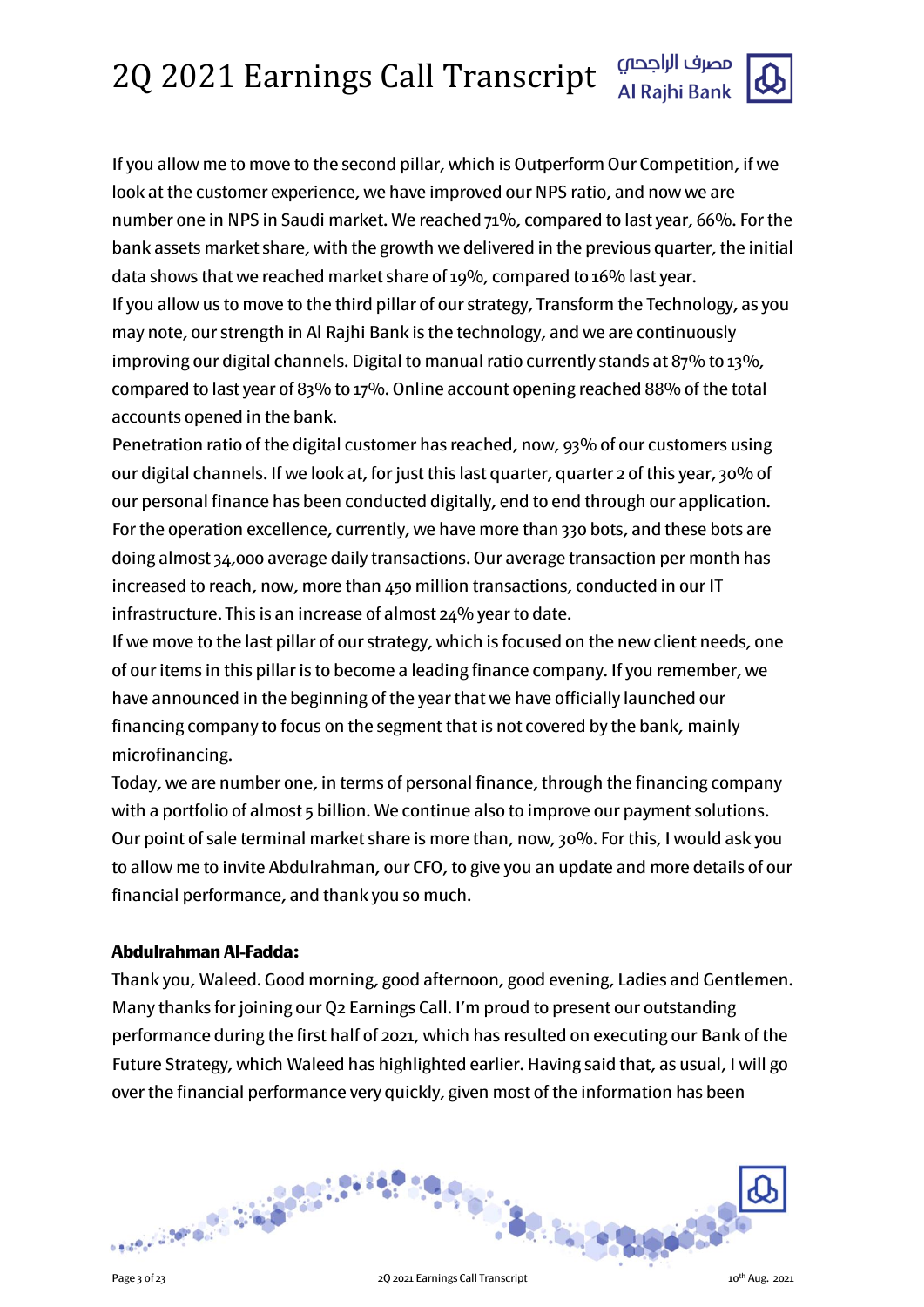If you allow me to move to the second pillar, which is Outperform Our Competition, if we look at the customer experience, we have improved our NPS ratio, and now we are number one in NPS in Saudi market. We reached 71%, compared to last year, 66%. For the bank assets market share, with the growth we delivered in the previous quarter, the initial data shows that we reached market share of 19%, compared to 16% last year.

If you allow us to move to the third pillar of our strategy, Transform the Technology, as you may note, our strength in Al Rajhi Bank is the technology, and we are continuously improving our digital channels. Digital to manual ratio currently stands at 87% to 13%, compared to last year of 83% to 17%. Online account opening reached 88% of the total accounts opened in the bank.

Penetration ratio of the digital customer has reached, now, 93% of our customers using our digital channels. If we look at, for just this last quarter, quarter 2 of this year, 30% of our personal finance has been conducted digitally, end to end through our application. For the operation excellence, currently, we have more than 330 bots, and these bots are doing almost 34,000 average daily transactions. Our average transaction per month has increased to reach, now, more than 450 million transactions, conducted in our IT infrastructure. This is an increase of almost 24% year to date.

If we move to the last pillar of our strategy, which is focused on the new client needs, one of our items in this pillar is to become a leading finance company. If you remember, we have announced in the beginning of the year that we have officially launched our financing company to focus on the segment that is not covered by the bank, mainly microfinancing.

Today, we are number one, in terms of personal finance, through the financing company with a portfolio of almost 5 billion. We continue also to improve our payment solutions. Our point of sale terminal market share is more than, now, 30%. For this, I would ask you to allow me to invite Abdulrahman, our CFO, to give you an update and more details of our financial performance, and thank you so much.

**Abdulrahman Al-Fadda:**

Thank you, Waleed. Good morning, good afternoon, good evening, Ladies and Gentlemen. Many thanks for joining our Q2 Earnings Call. I'm proud to present our outstanding performance during the first half of 2021, which has resulted on executing our Bank of the Future Strategy, which Waleed has highlighted earlier. Having said that, as usual, I will go over the financial performance very quickly, given most of the information has been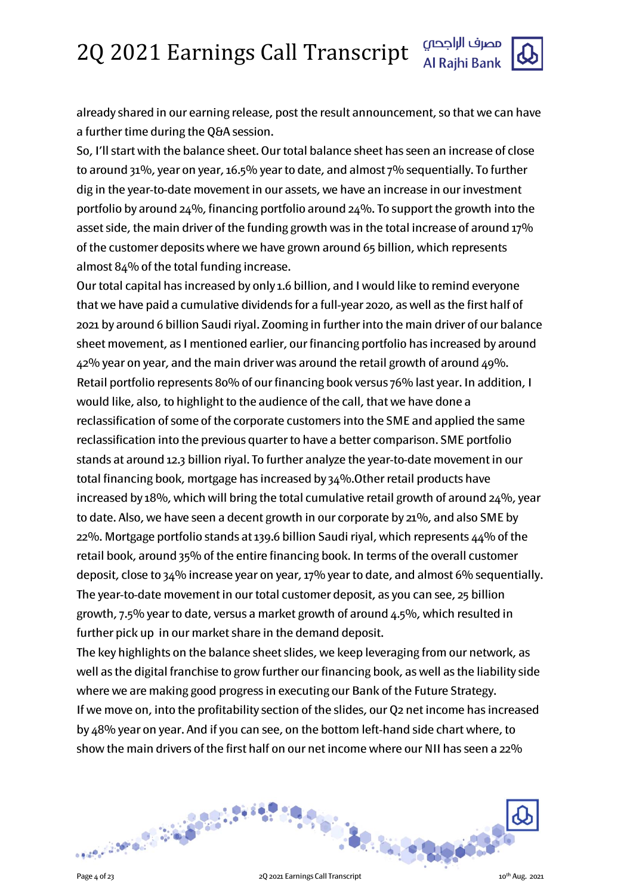already shared in our earning release, post the result announcement, so that we can have a further time during the Q&A session.

So, I'll start with the balance sheet. Our total balance sheet has seen an increase of close to around 31%, year on year, 16.5% year to date, and almost 7% sequentially. To further dig in the year-to-date movement in our assets, we have an increase in our investment portfolio by around 24%, financing portfolio around 24%. To support the growth into the asset side, the main driver of the funding growth was in the total increase of around 17% of the customer deposits where we have grown around 65 billion, which represents almost 84% of the total funding increase.

Our total capital has increased by only 1.6 billion, and I would like to remind everyone that we have paid a cumulative dividends for a full-year 2020, as well as the first half of 2021 by around 6 billion Saudi riyal. Zooming in further into the main driver of our balance sheet movement, as I mentioned earlier, our financing portfolio has increased by around 42% year on year, and the main driver was around the retail growth of around 49%. Retail portfolio represents 80% of our financing book versus 76% last year. In addition, I would like, also, to highlight to the audience of the call, that we have done a reclassification of some of the corporate customers into the SME and applied the same reclassification into the previous quarter to have a better comparison. SME portfolio stands at around 12.3 billion riyal. To further analyze the year-to-date movement in our total financing book, mortgage has increased by 34%.Other retail products have increased by 18%, which will bring the total cumulative retail growth of around 24%, year to date. Also, we have seen a decent growth in our corporate by 21%, and also SME by 22%. Mortgage portfolio stands at 139.6 billion Saudi riyal, which represents 44% of the retail book, around 35% of the entire financing book. In terms of the overall customer deposit, close to 34% increase year on year, 17% year to date, and almost 6% sequentially. The year-to-date movement in our total customer deposit, as you can see, 25 billion growth, 7.5% year to date, versus a market growth of around 4.5%, which resulted in further pick up in our market share in the demand deposit.

The key highlights on the balance sheet slides, we keep leveraging from our network, as well as the digital franchise to grow further our financing book, as well as the liability side where we are making good progress in executing our Bank of the Future Strategy.

If we move on, into the profitability section of the slides, our Q2 net income has increased by 48% year on year. And if you can see, on the bottom left-hand side chart where, to show the main drivers of the first half on our net income where our NII has seen a 22%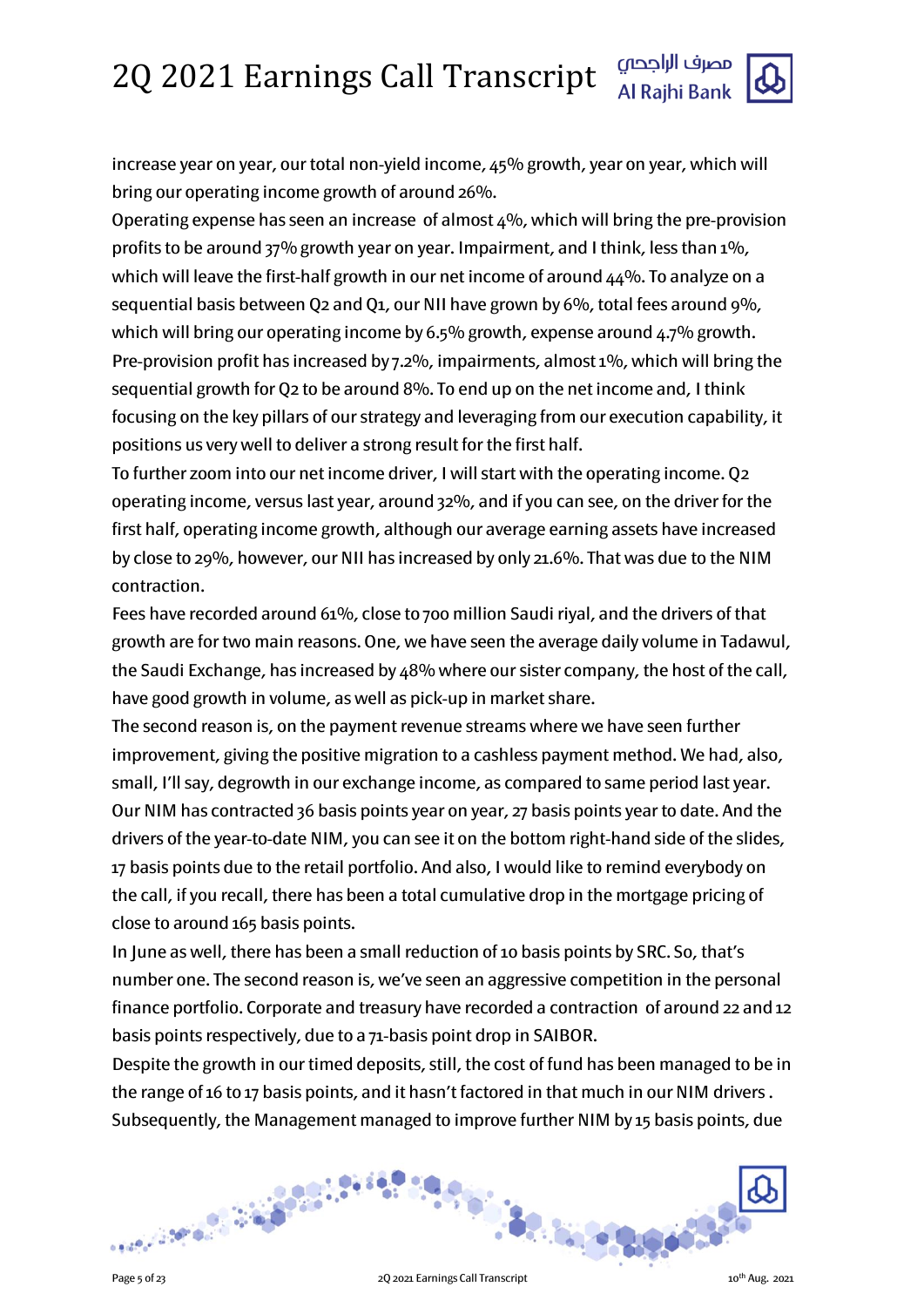increase year on year, our total non-yield income, 45% growth, year on year, which will bring our operating income growth of around 26%.

Operating expense has seen an increase of almost 4%, which will bring the pre-provision profits to be around 37% growth year on year. Impairment, and I think, less than 1%, which will leave the first-half growth in our net income of around 44%. To analyze on a sequential basis between Q2 and Q1, our NII have grown by 6%, total fees around 9%, which will bring our operating income by 6.5% growth, expense around 4.7% growth. Pre-provision profit has increased by 7.2%, impairments, almost 1%, which will bring the sequential growth for Q2 to be around 8%. To end up on the net income and, I think focusing on the key pillars of our strategy and leveraging from our execution capability, it positions us very well to deliver a strong result for the first half.

To further zoom into our net income driver, I will start with the operating income. Q2 operating income, versus last year, around 32%, and if you can see, on the driver for the first half, operating income growth, although our average earning assets have increased by close to 29%, however, our NII has increased by only 21.6%. That was due to the NIM contraction.

Fees have recorded around 61%, close to 700 million Saudi riyal, and the drivers of that growth are for two main reasons. One, we have seen the average daily volume in Tadawul, the Saudi Exchange, has increased by 48% where our sister company, the host of the call, have good growth in volume, as well as pick-up in market share.

The second reason is, on the payment revenue streams where we have seen further improvement, giving the positive migration to a cashless payment method. We had, also, small, I'll say, degrowth in our exchange income, as compared to same period last year. Our NIM has contracted 36 basis points year on year, 27 basis points year to date. And the drivers of the year-to-date NIM, you can see it on the bottom right-hand side of the slides, 17 basis points due to the retail portfolio. And also, I would like to remind everybody on the call, if you recall, there has been a total cumulative drop in the mortgage pricing of close to around 165 basis points.

In June as well, there has been a small reduction of 10 basis points by SRC. So, that's number one. The second reason is, we've seen an aggressive competition in the personal finance portfolio. Corporate and treasury have recorded a contraction of around 22 and 12 basis points respectively, due to a 71-basis point drop in SAIBOR.

Despite the growth in our timed deposits, still, the cost of fund has been managed to be in the range of 16 to 17 basis points, and it hasn't factored in that much in our NIM drivers. Subsequently, the Management managed to improve further NIM by 15 basis points, due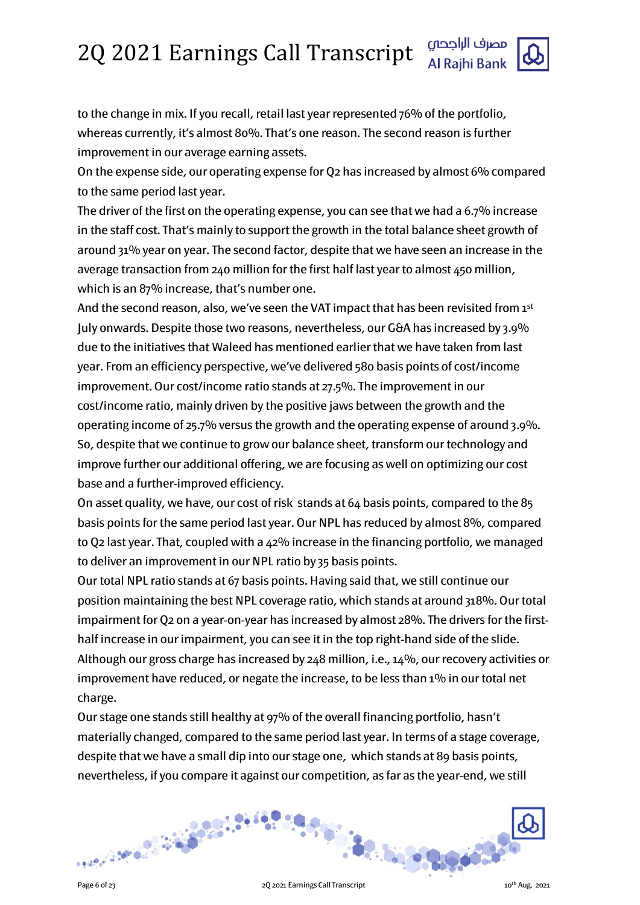to the change in mix. If you recall, retail last year represented 76% of the portfolio, whereas currently, it's almost 80%. That's one reason. The second reason is further improvement in our average earning assets.

On the expense side, our operating expense for Q2 has increased by almost 6% compared to the same period last year.

The driver of the first on the operating expense, you can see that we had a 6.7% increase in the staff cost. That's mainly to support the growth in the total balance sheet growth of around 31% year on year. The second factor, despite that we have seen an increase in the average transaction from 240 million for the first half last year to almost 450 million, which is an 87% increase, that's number one.

And the second reason, also, we've seen the VAT impact that has been revisited from 1st July onwards. Despite those two reasons, nevertheless, our G&A has increased by 3.9% due to the initiatives that Waleed has mentioned earlier that we have taken from last year. From an efficiency perspective, we've delivered 580 basis points of cost/income improvement. Our cost/income ratio stands at 27.5%. The improvement in our cost/income ratio, mainly driven by the positive jaws between the growth and the operating income of 25.7% versus the growth and the operating expense of around 3.9%. So, despite that we continue to grow our balance sheet, transform our technology and improve further our additional offering, we are focusing as well on optimizing our cost base and a further-improved efficiency.

On asset quality, we have, our cost of risk stands at 64 basis points, compared to the 85 basis points for the same period last year. Our NPL has reduced by almost 8%, compared to Q2 last year. That, coupled with a 42% increase in the financing portfolio, we managed to deliver an improvement in our NPL ratio by 35 basis points.

Our total NPL ratio stands at 67 basis points. Having said that, we still continue our position maintaining the best NPL coverage ratio, which stands at around 318%. Our total impairment for Q2 on a year-on-year has increased by almost 28%. The drivers for the first-half increase in our impairment, you can see it in the top right-hand side of the slide. Although our gross charge has increased by 248 million, i.e., 14%, our recovery activities or improvement have reduced, or negate the increase, to be less than 1% in our total net charge.

Our stage one stands still healthy at 97% of the overall financing portfolio, hasn't materially changed, compared to the same period last year. In terms of a stage coverage, despite that we have a small dip into our stage one, which stands at 89 basis points, nevertheless, if you compare it against our competition, as far as the year-end, we still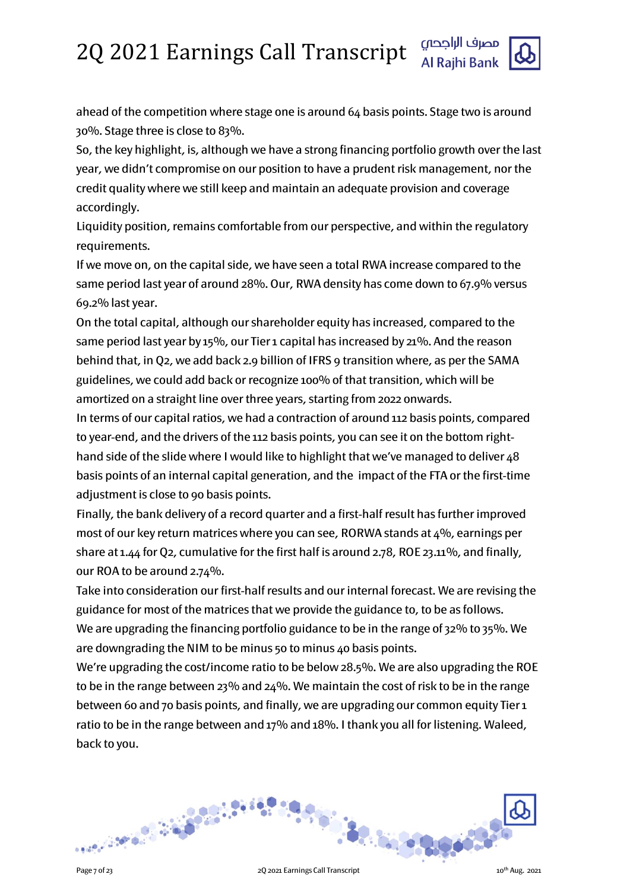ahead of the competition where stage one is around 64 basis points. Stage two is around 30%. Stage three is close to 83%.

So, the key highlight, is, although we have a strong financing portfolio growth over the last year, we didn't compromise on our position to have a prudent risk management, nor the credit quality where we still keep and maintain an adequate provision and coverage accordingly.

Liquidity position, remains comfortable from our perspective, and within the regulatory requirements.

If we move on, on the capital side, we have seen a total RWA increase compared to the same period last year of around 28%. Our, RWA density has come down to 67.9% versus 69.2% last year.

On the total capital, although our shareholder equity has increased, compared to the same period last year by 15%, our Tier 1 capital has increased by 21%. And the reason behind that, in Q2, we add back 2.9 billion of IFRS 9 transition where, as per the SAMA guidelines, we could add back or recognize 100% of that transition, which will be amortized on a straight line over three years, starting from 2022 onwards.

In terms of our capital ratios, we had a contraction of around 112 basis points, compared to year-end, and the drivers of the 112 basis points, you can see it on the bottom right-hand side of the slide where I would like to highlight that we've managed to deliver 48 basis points of an internal capital generation, and the impact of the FTA or the first-time adjustment is close to 90 basis points.

Finally, the bank delivery of a record quarter and a first-half result has further improved most of our key return matrices where you can see, RORWA stands at 4%, earnings per share at 1.44 for Q2, cumulative for the first half is around 2.78, ROE 23.11%, and finally, our ROA to be around 2.74%.

Take into consideration our first-half results and our internal forecast. We are revising the guidance for most of the matrices that we provide the guidance to, to be as follows.

We are upgrading the financing portfolio guidance to be in the range of 32% to 35%. We are downgrading the NIM to be minus 50 to minus 40 basis points.

We're upgrading the cost/income ratio to be below 28.5%. We are also upgrading the ROE to be in the range between 23% and 24%. We maintain the cost of risk to be in the range between 60 and 70 basis points, and finally, we are upgrading our common equity Tier 1 ratio to be in the range between and 17% and 18%. I thank you all for listening. Waleed, back to you.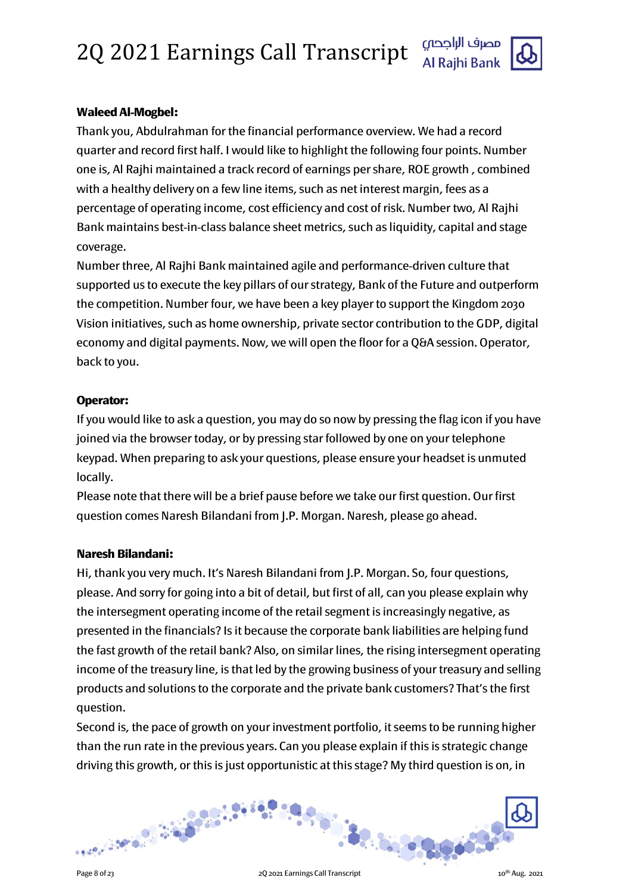**Waleed Al-Mogbel:**

Thank you, Abdulrahman for the financial performance overview. We had a record quarter and record first half. I would like to highlight the following four points. Number one is, Al Rajhi maintained a track record of earnings per share, ROE growth , combined with a healthy delivery on a few line items, such as net interest margin, fees as a percentage of operating income, cost efficiency and cost of risk. Number two, Al Rajhi Bank maintains best-in-class balance sheet metrics, such as liquidity, capital and stage coverage.

Number three, Al Rajhi Bank maintained agile and performance-driven culture that supported us to execute the key pillars of our strategy, Bank of the Future and outperform the competition. Number four, we have been a key player to support the Kingdom 2030 Vision initiatives, such as home ownership, private sector contribution to the GDP, digital economy and digital payments. Now, we will open the floor for a Q&A session. Operator, back to you.

**Operator:**

If you would like to ask a question, you may do so now by pressing the flag icon if you have joined via the browser today, or by pressing star followed by one on your telephone keypad. When preparing to ask your questions, please ensure your headset is unmuted locally.

Please note that there will be a brief pause before we take our first question. Our first question comes Naresh Bilandani from J.P. Morgan. Naresh, please go ahead.

**Naresh Bilandani:**

Hi, thank you very much. It's Naresh Bilandani from J.P. Morgan. So, four questions, please. And sorry for going into a bit of detail, but first of all, can you please explain why the intersegment operating income of the retail segment is increasingly negative, as presented in the financials? Is it because the corporate bank liabilities are helping fund the fast growth of the retail bank? Also, on similar lines, the rising intersegment operating income of the treasury line, is that led by the growing business of your treasury and selling products and solutions to the corporate and the private bank customers? That's the first question.

Second is, the pace of growth on your investment portfolio, it seems to be running higher than the run rate in the previous years. Can you please explain if this is strategic change driving this growth, or this is just opportunistic at this stage? My third question is on, in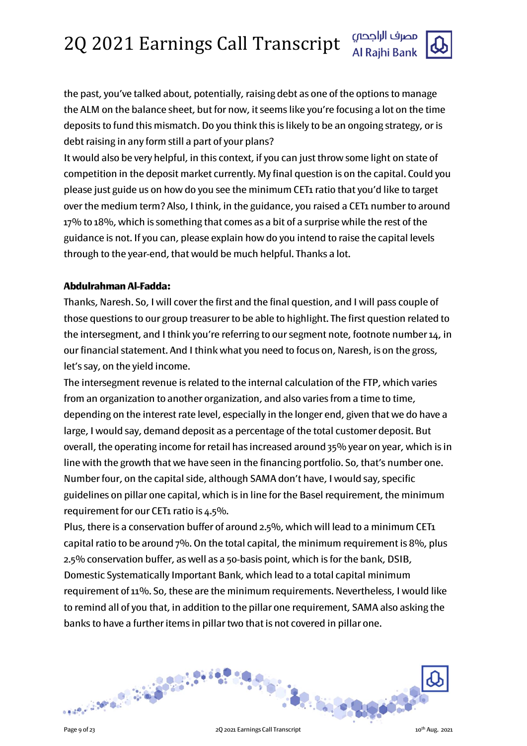the past, you've talked about, potentially, raising debt as one of the options to manage the ALM on the balance sheet, but for now, it seems like you're focusing a lot on the time deposits to fund this mismatch. Do you think this is likely to be an ongoing strategy, or is debt raising in any form still a part of your plans?

It would also be very helpful, in this context, if you can just throw some light on state of competition in the deposit market currently. My final question is on the capital. Could you please just guide us on how do you see the minimum CET1 ratio that you'd like to target over the medium term? Also, I think, in the guidance, you raised a CET1 number to around 17% to 18%, which is something that comes as a bit of a surprise while the rest of the guidance is not. If you can, please explain how do you intend to raise the capital levels through to the year-end, that would be much helpful. Thanks a lot.

**Abdulrahman Al-Fadda:**

Thanks, Naresh. So, I will cover the first and the final question, and I will pass couple of those questions to our group treasurer to be able to highlight. The first question related to the intersegment, and I think you're referring to our segment note, footnote number 14, in our financial statement. And I think what you need to focus on, Naresh, is on the gross, let's say, on the yield income.

The intersegment revenue is related to the internal calculation of the FTP, which varies from an organization to another organization, and also varies from a time to time, depending on the interest rate level, especially in the longer end, given that we do have a large, I would say, demand deposit as a percentage of the total customer deposit. But overall, the operating income for retail has increased around 35% year on year, which is in line with the growth that we have seen in the financing portfolio. So, that's number one.

Number four, on the capital side, although SAMA don't have, I would say, specific guidelines on pillar one capital, which is in line for the Basel requirement, the minimum requirement for our CET1 ratio is 4.5%.

Plus, there is a conservation buffer of around 2.5%, which will lead to a minimum CET1 capital ratio to be around 7%. On the total capital, the minimum requirement is 8%, plus 2.5% conservation buffer, as well as a 50-basis point, which is for the bank, DSIB, Domestic Systematically Important Bank, which lead to a total capital minimum requirement of 11%. So, these are the minimum requirements. Nevertheless, I would like to remind all of you that, in addition to the pillar one requirement, SAMA also asking the banks to have a further items in pillar two that is not covered in pillar one.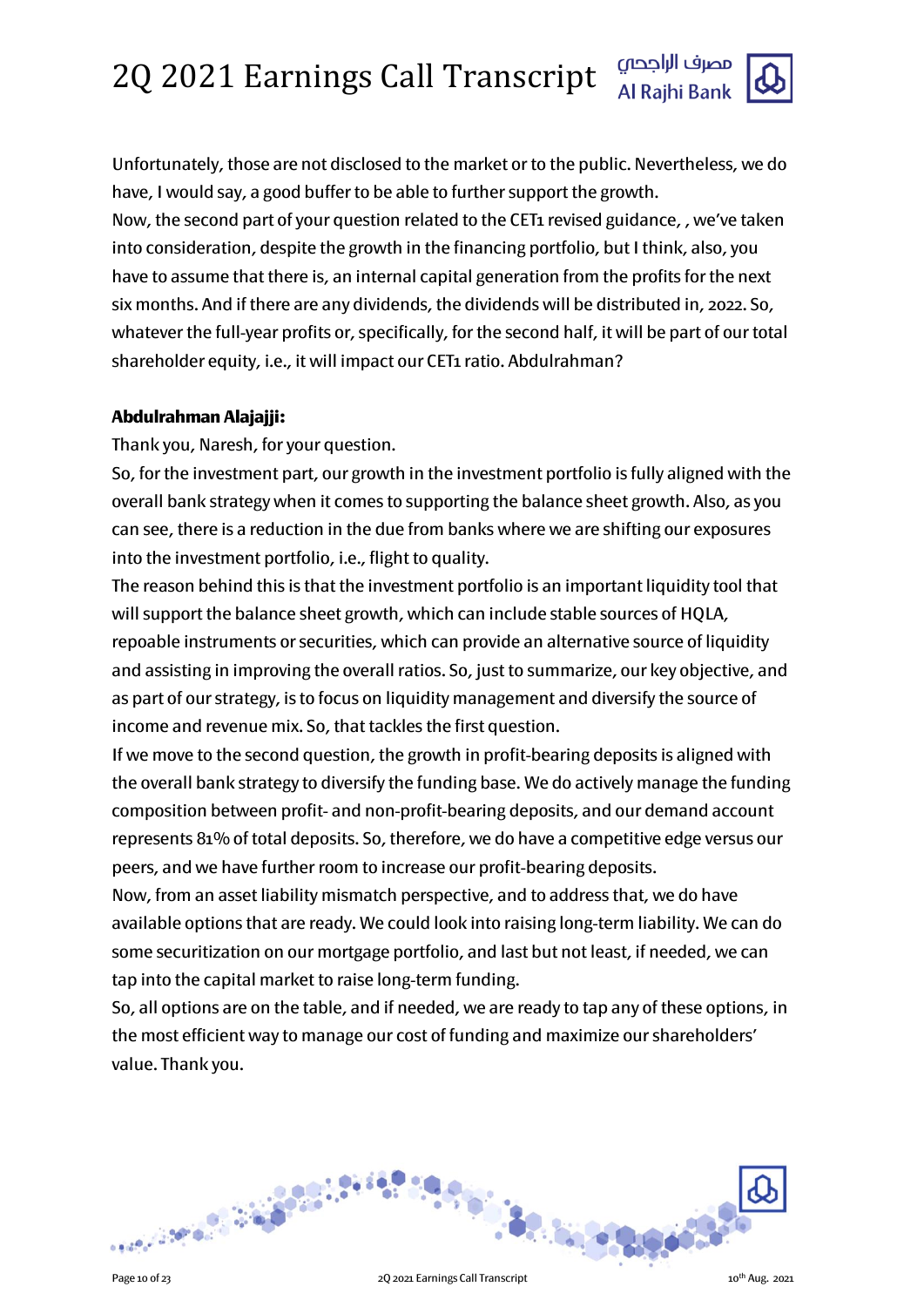Unfortunately, those are not disclosed to the market or to the public. Nevertheless, we do have, I would say, a good buffer to be able to further support the growth.

Now, the second part of your question related to the CET1 revised guidance, , we've taken into consideration, despite the growth in the financing portfolio, but I think, also, you have to assume that there is, an internal capital generation from the profits for the next six months. And if there are any dividends, the dividends will be distributed in, 2022. So, whatever the full-year profits or, specifically, for the second half, it will be part of our total shareholder equity, i.e., it will impact our CET1 ratio. Abdulrahman?

**Abdulrahman Alajajji:**

Thank you, Naresh, for your question.

So, for the investment part, our growth in the investment portfolio is fully aligned with the overall bank strategy when it comes to supporting the balance sheet growth. Also, as you can see, there is a reduction in the due from banks where we are shifting our exposures into the investment portfolio, i.e., flight to quality.

The reason behind this is that the investment portfolio is an important liquidity tool that will support the balance sheet growth, which can include stable sources of HQLA, repoable instruments or securities, which can provide an alternative source of liquidity and assisting in improving the overall ratios. So, just to summarize, our key objective, and as part of our strategy, is to focus on liquidity management and diversify the source of income and revenue mix. So, that tackles the first question.

If we move to the second question, the growth in profit-bearing deposits is aligned with the overall bank strategy to diversify the funding base. We do actively manage the funding composition between profit- and non-profit-bearing deposits, and our demand account represents 81% of total deposits. So, therefore, we do have a competitive edge versus our peers, and we have further room to increase our profit-bearing deposits.

Now, from an asset liability mismatch perspective, and to address that, we do have available options that are ready. We could look into raising long-term liability. We can do some securitization on our mortgage portfolio, and last but not least, if needed, we can tap into the capital market to raise long-term funding.

So, all options are on the table, and if needed, we are ready to tap any of these options, in the most efficient way to manage our cost of funding and maximize our shareholders' value. Thank you.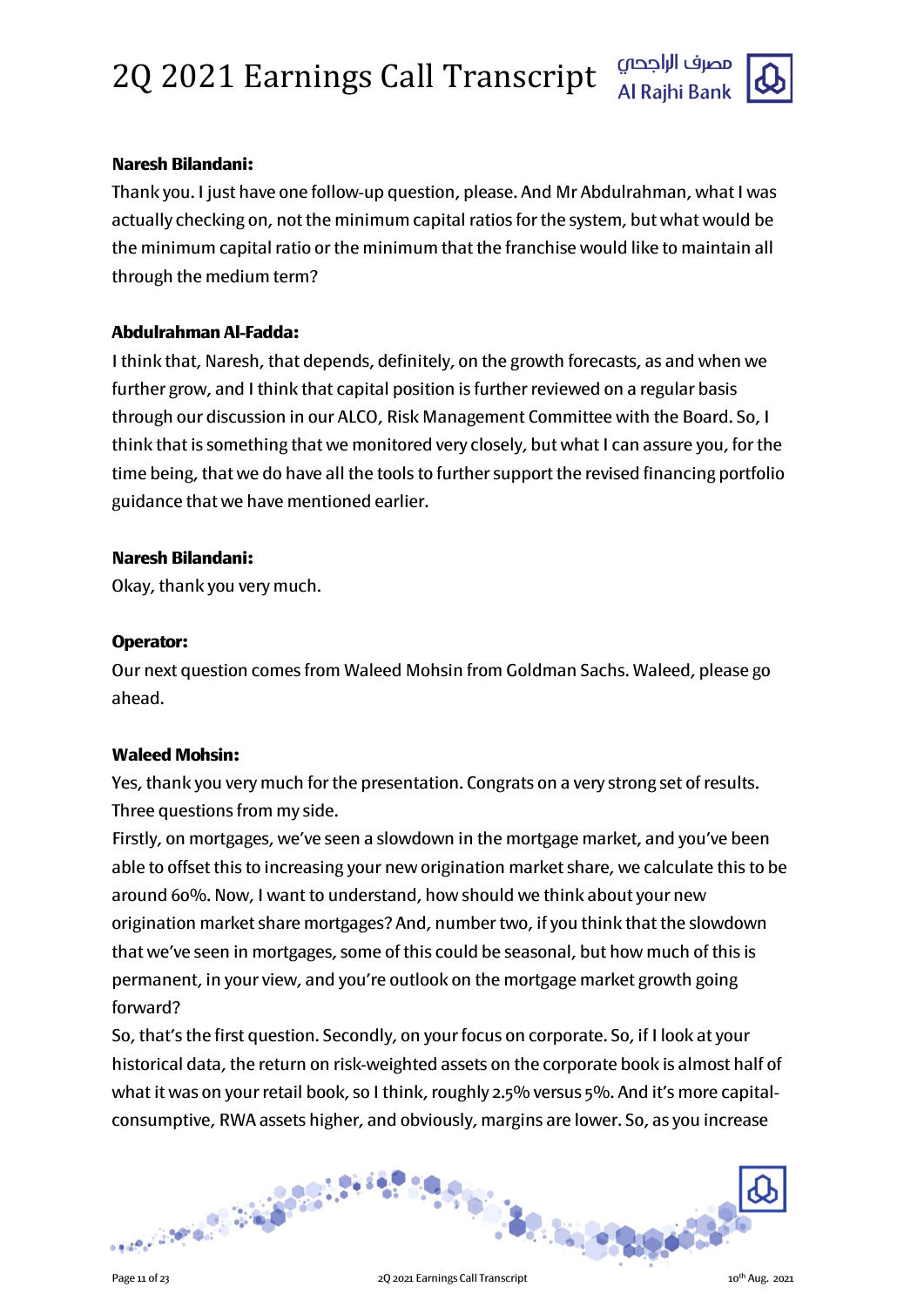**Naresh Bilandani:**

Thank you. I just have one follow-up question, please. And Mr Abdulrahman, what I was actually checking on, not the minimum capital ratios for the system, but what would be the minimum capital ratio or the minimum that the franchise would like to maintain all through the medium term?

**Abdulrahman Al-Fadda:**

I think that, Naresh, that depends, definitely, on the growth forecasts, as and when we further grow, and I think that capital position is further reviewed on a regular basis through our discussion in our ALCO, Risk Management Committee with the Board. So, I think that is something that we monitored very closely, but what I can assure you, for the time being, that we do have all the tools to further support the revised financing portfolio guidance that we have mentioned earlier.

**Naresh Bilandani:**

Okay, thank you very much.

**Operator:**

Our next question comes from Waleed Mohsin from Goldman Sachs. Waleed, please go ahead.

**Waleed Mohsin:**

Yes, thank you very much for the presentation. Congrats on a very strong set of results. Three questions from my side.

Firstly, on mortgages, we've seen a slowdown in the mortgage market, and you've been able to offset this to increasing your new origination market share, we calculate this to be around 60%. Now, I want to understand, how should we think about your new origination market share mortgages? And, number two, if you think that the slowdown that we've seen in mortgages, some of this could be seasonal, but how much of this is permanent, in your view, and you're outlook on the mortgage market growth going forward?

So, that's the first question. Secondly, on your focus on corporate. So, if I look at your historical data, the return on risk-weighted assets on the corporate book is almost half of what it was on your retail book, so I think, roughly 2.5% versus 5%. And it's more capital-consumptive, RWA assets higher, and obviously, margins are lower. So, as you increase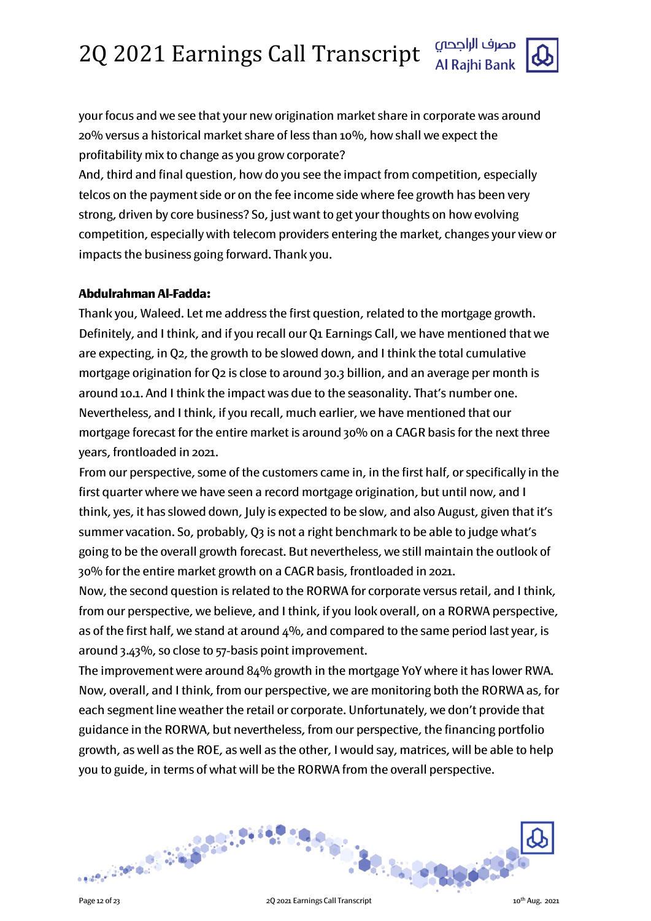your focus and we see that your new origination market share in corporate was around 20% versus a historical market share of less than 10%, how shall we expect the profitability mix to change as you grow corporate?

And, third and final question, how do you see the impact from competition, especially telcos on the payment side or on the fee income side where fee growth has been very strong, driven by core business? So, just want to get your thoughts on how evolving competition, especially with telecom providers entering the market, changes your view or impacts the business going forward. Thank you.

**Abdulrahman Al-Fadda:**

Thank you, Waleed. Let me address the first question, related to the mortgage growth. Definitely, and I think, and if you recall our Q1 Earnings Call, we have mentioned that we are expecting, in Q2, the growth to be slowed down, and I think the total cumulative mortgage origination for Q2 is close to around 30.3 billion, and an average per month is around 10.1. And I think the impact was due to the seasonality. That's number one. Nevertheless, and I think, if you recall, much earlier, we have mentioned that our mortgage forecast for the entire market is around 30% on a CAGR basis for the next three years, frontloaded in 2021.

From our perspective, some of the customers came in, in the first half, or specifically in the first quarter where we have seen a record mortgage origination, but until now, and I think, yes, it has slowed down, July is expected to be slow, and also August, given that it's summer vacation. So, probably, Q3 is not a right benchmark to be able to judge what's going to be the overall growth forecast. But nevertheless, we still maintain the outlook of 30% for the entire market growth on a CAGR basis, frontloaded in 2021.

Now, the second question is related to the RORWA for corporate versus retail, and I think, from our perspective, we believe, and I think, if you look overall, on a RORWA perspective, as of the first half, we stand at around 4%, and compared to the same period last year, is around 3.43%, so close to 57-basis point improvement.

The improvement were around 84% growth in the mortgage YoY where it has lower RWA. Now, overall, and I think, from our perspective, we are monitoring both the RORWA as, for each segment line weather the retail or corporate. Unfortunately, we don't provide that guidance in the RORWA, but nevertheless, from our perspective, the financing portfolio growth, as well as the ROE, as well as the other, I would say, matrices, will be able to help you to guide, in terms of what will be the RORWA from the overall perspective.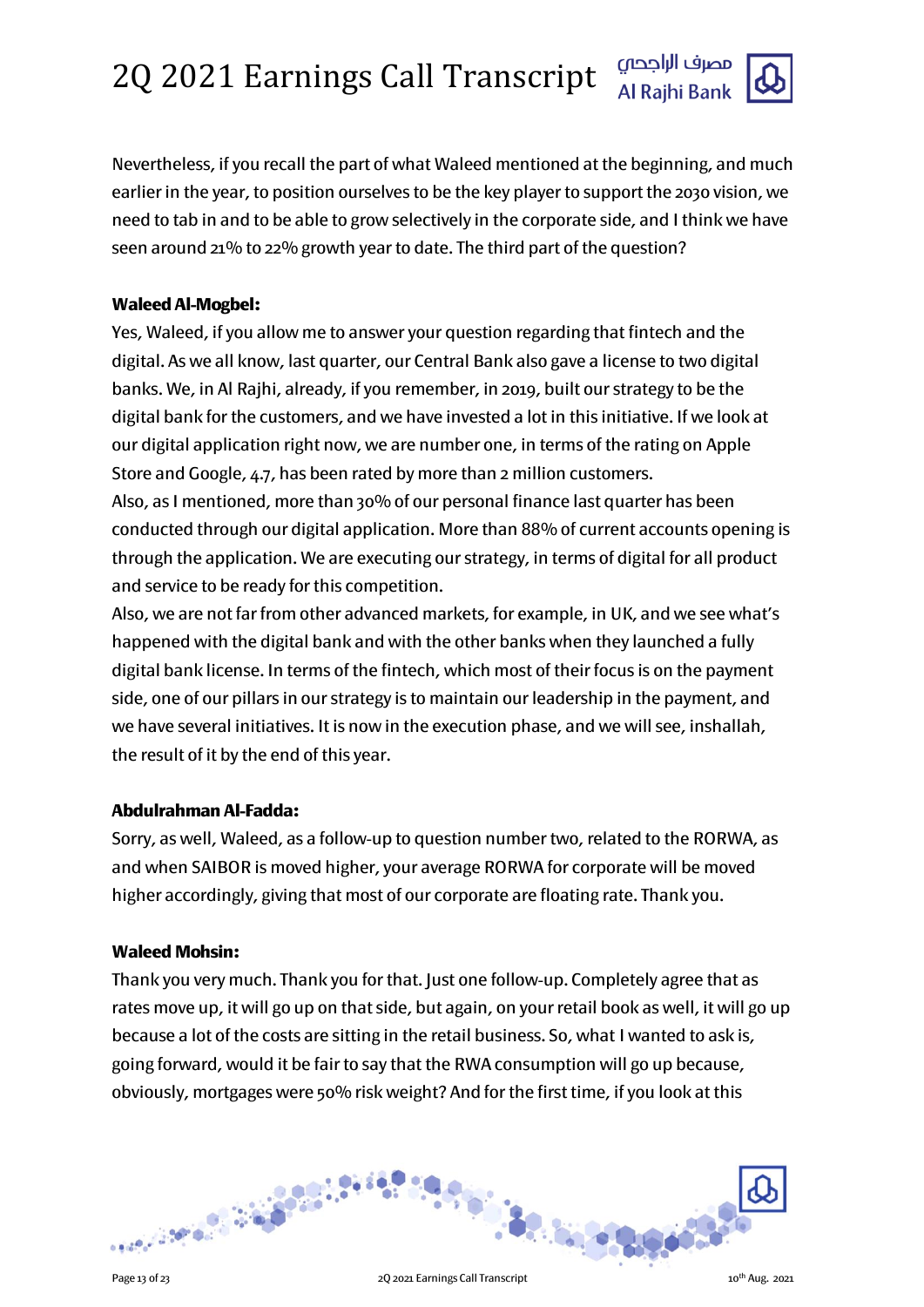Nevertheless, if you recall the part of what Waleed mentioned at the beginning, and much earlier in the year, to position ourselves to be the key player to support the 2030 vision, we need to tab in and to be able to grow selectively in the corporate side, and I think we have seen around 21% to 22% growth year to date. The third part of the question?

**Waleed Al-Mogbel:**

Yes, Waleed, if you allow me to answer your question regarding that fintech and the digital. As we all know, last quarter, our Central Bank also gave a license to two digital banks. We, in Al Rajhi, already, if you remember, in 2019, built our strategy to be the digital bank for the customers, and we have invested a lot in this initiative. If we look at our digital application right now, we are number one, in terms of the rating on Apple Store and Google, 4.7, has been rated by more than 2 million customers.

Also, as I mentioned, more than 30% of our personal finance last quarter has been conducted through our digital application. More than 88% of current accounts opening is through the application. We are executing our strategy, in terms of digital for all product and service to be ready for this competition.

Also, we are not far from other advanced markets, for example, in UK, and we see what's happened with the digital bank and with the other banks when they launched a fully digital bank license. In terms of the fintech, which most of their focus is on the payment side, one of our pillars in our strategy is to maintain our leadership in the payment, and we have several initiatives. It is now in the execution phase, and we will see, inshallah, the result of it by the end of this year.

**Abdulrahman Al-Fadda:**

Sorry, as well, Waleed, as a follow-up to question number two, related to the RORWA, as and when SAIBOR is moved higher, your average RORWA for corporate will be moved higher accordingly, giving that most of our corporate are floating rate. Thank you.

**Waleed Mohsin:**

Thank you very much. Thank you for that. Just one follow-up. Completely agree that as rates move up, it will go up on that side, but again, on your retail book as well, it will go up because a lot of the costs are sitting in the retail business. So, what I wanted to ask is, going forward, would it be fair to say that the RWA consumption will go up because, obviously, mortgages were 50% risk weight? And for the first time, if you look at this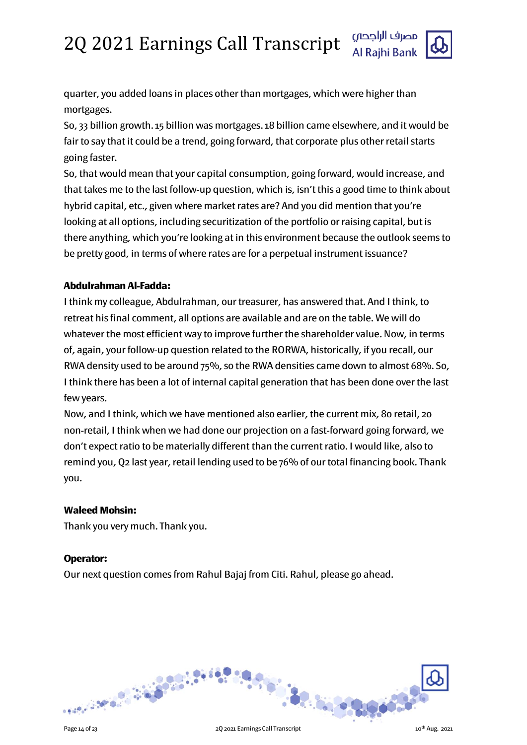quarter, you added loans in places other than mortgages, which were higher than mortgages.

So, 33 billion growth. 15 billion was mortgages. 18 billion came elsewhere, and it would be fair to say that it could be a trend, going forward, that corporate plus other retail starts going faster.

So, that would mean that your capital consumption, going forward, would increase, and that takes me to the last follow-up question, which is, isn't this a good time to think about hybrid capital, etc., given where market rates are? And you did mention that you're looking at all options, including securitization of the portfolio or raising capital, but is there anything, which you're looking at in this environment because the outlook seems to be pretty good, in terms of where rates are for a perpetual instrument issuance?

**Abdulrahman Al-Fadda:**

I think my colleague, Abdulrahman, our treasurer, has answered that. And I think, to retreat his final comment, all options are available and are on the table. We will do whatever the most efficient way to improve further the shareholder value. Now, in terms of, again, your follow-up question related to the RORWA, historically, if you recall, our RWA density used to be around 75%, so the RWA densities came down to almost 68%. So, I think there has been a lot of internal capital generation that has been done over the last few years.

Now, and I think, which we have mentioned also earlier, the current mix, 80 retail, 20 non-retail, I think when we had done our projection on a fast-forward going forward, we don't expect ratio to be materially different than the current ratio. I would like, also to remind you, Q2 last year, retail lending used to be 76% of our total financing book. Thank you.

**Waleed Mohsin:**

Thank you very much. Thank you.

**Operator:**

Our next question comes from Rahul Bajaj from Citi. Rahul, please go ahead.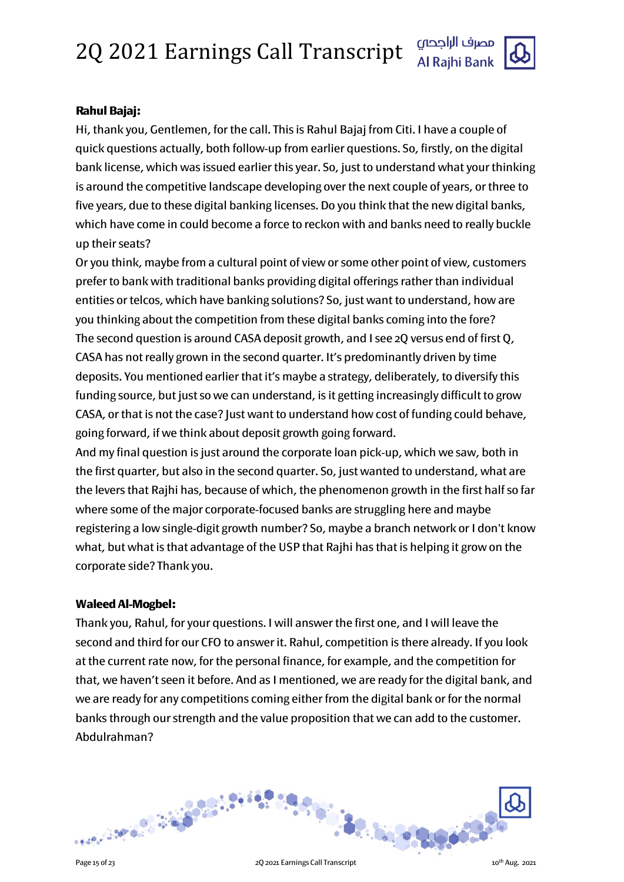**Rahul Bajaj:**

Hi, thank you, Gentlemen, for the call. This is Rahul Bajaj from Citi. I have a couple of quick questions actually, both follow-up from earlier questions. So, firstly, on the digital bank license, which was issued earlier this year. So, just to understand what your thinking is around the competitive landscape developing over the next couple of years, or three to five years, due to these digital banking licenses. Do you think that the new digital banks, which have come in could become a force to reckon with and banks need to really buckle up their seats?

Or you think, maybe from a cultural point of view or some other point of view, customers prefer to bank with traditional banks providing digital offerings rather than individual entities or telcos, which have banking solutions? So, just want to understand, how are you thinking about the competition from these digital banks coming into the fore?

The second question is around CASA deposit growth, and I see 2Q versus end of first Q, CASA has not really grown in the second quarter. It's predominantly driven by time deposits. You mentioned earlier that it's maybe a strategy, deliberately, to diversify this funding source, but just so we can understand, is it getting increasingly difficult to grow CASA, or that is not the case? Just want to understand how cost of funding could behave, going forward, if we think about deposit growth going forward.

And my final question is just around the corporate loan pick-up, which we saw, both in the first quarter, but also in the second quarter. So, just wanted to understand, what are the levers that Rajhi has, because of which, the phenomenon growth in the first half so far where some of the major corporate-focused banks are struggling here and maybe registering a low single-digit growth number? So, maybe a branch network or I don't know what, but what is that advantage of the USP that Rajhi has that is helping it grow on the corporate side? Thank you.

**Waleed Al-Mogbel:**

Thank you, Rahul, for your questions. I will answer the first one, and I will leave the second and third for our CFO to answer it. Rahul, competition is there already. If you look at the current rate now, for the personal finance, for example, and the competition for that, we haven't seen it before. And as I mentioned, we are ready for the digital bank, and we are ready for any competitions coming either from the digital bank or for the normal banks through our strength and the value proposition that we can add to the customer. Abdulrahman?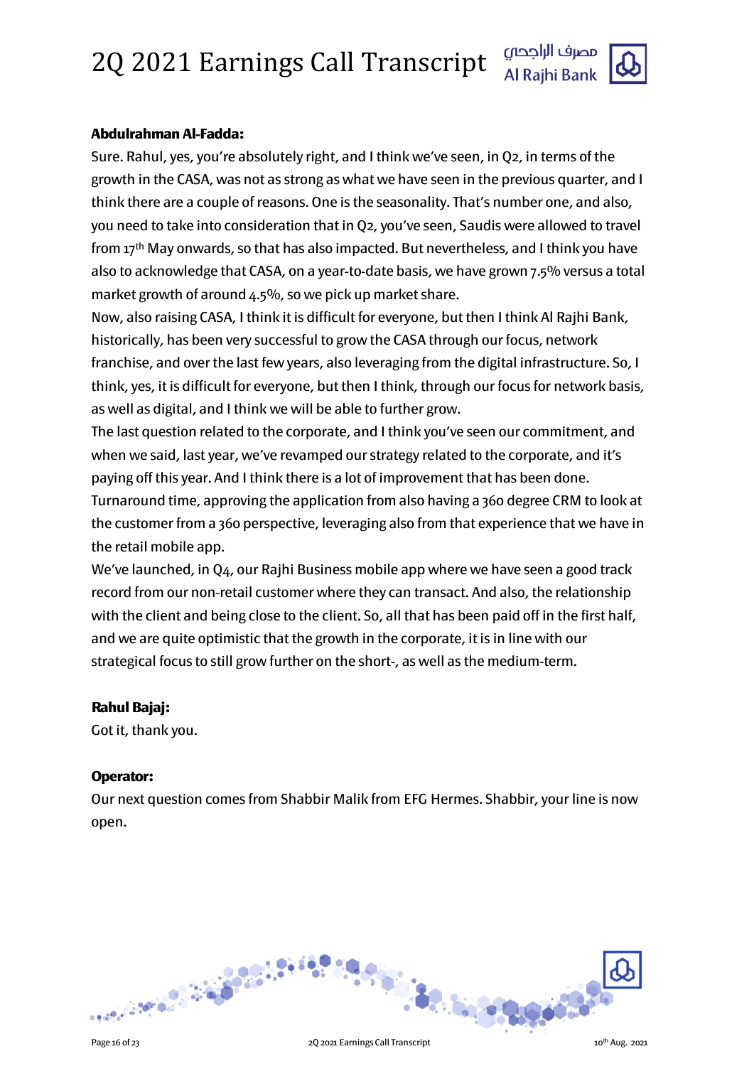**Abdulrahman Al-Fadda:**

Sure. Rahul, yes, you're absolutely right, and I think we've seen, in Q2, in terms of the growth in the CASA, was not as strong as what we have seen in the previous quarter, and I think there are a couple of reasons. One is the seasonality. That's number one, and also, you need to take into consideration that in Q2, you've seen, Saudis were allowed to travel from 17th May onwards, so that has also impacted. But nevertheless, and I think you have also to acknowledge that CASA, on a year-to-date basis, we have grown 7.5% versus a total market growth of around 4.5%, so we pick up market share.

Now, also raising CASA, I think it is difficult for everyone, but then I think Al Rajhi Bank, historically, has been very successful to grow the CASA through our focus, network franchise, and over the last few years, also leveraging from the digital infrastructure. So, I think, yes, it is difficult for everyone, but then I think, through our focus for network basis, as well as digital, and I think we will be able to further grow.

The last question related to the corporate, and I think you've seen our commitment, and when we said, last year, we've revamped our strategy related to the corporate, and it's paying off this year. And I think there is a lot of improvement that has been done. Turnaround time, approving the application from also having a 360 degree CRM to look at the customer from a 360 perspective, leveraging also from that experience that we have in the retail mobile app.

We've launched, in Q4, our Rajhi Business mobile app where we have seen a good track record from our non-retail customer where they can transact. And also, the relationship with the client and being close to the client. So, all that has been paid off in the first half, and we are quite optimistic that the growth in the corporate, it is in line with our strategical focus to still grow further on the short-, as well as the medium-term.

**Rahul Bajaj:**

Got it, thank you.

**Operator:**

Our next question comes from Shabbir Malik from EFG Hermes. Shabbir, your line is now open.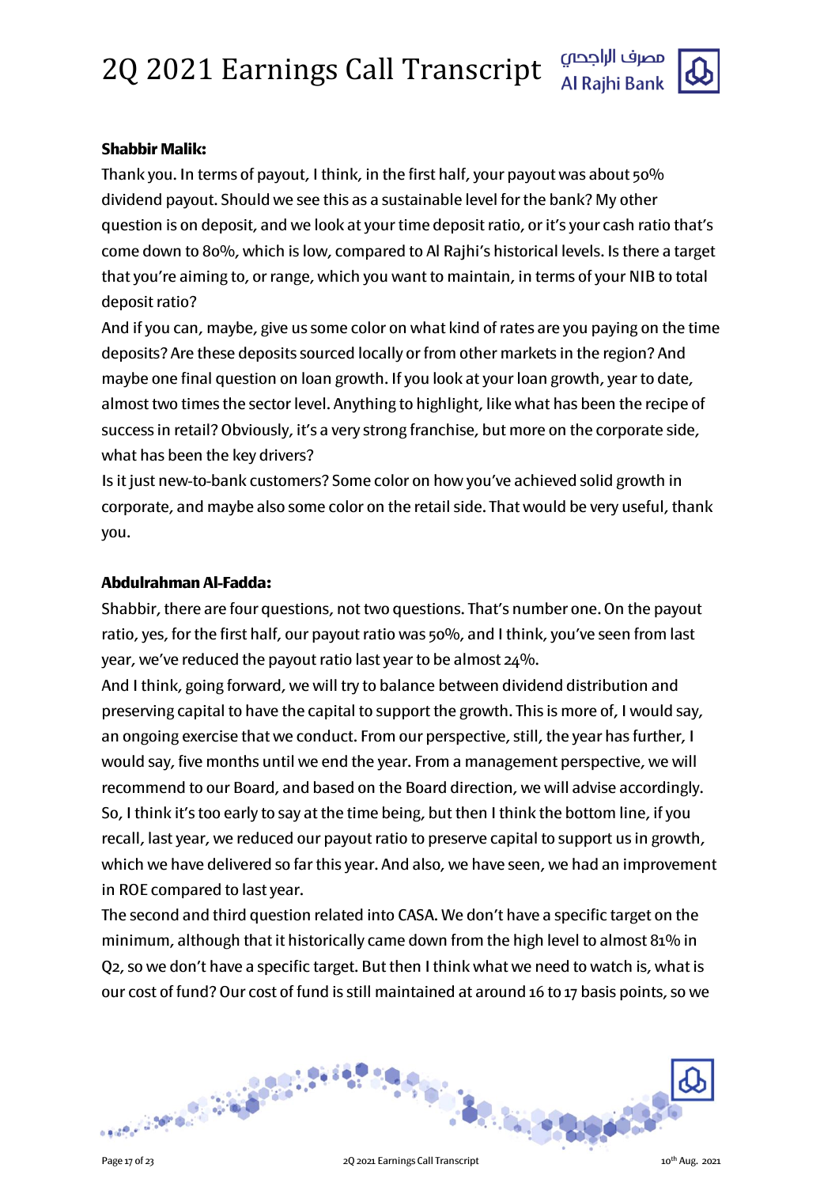**Shabbir Malik:**

Thank you. In terms of payout, I think, in the first half, your payout was about 50% dividend payout. Should we see this as a sustainable level for the bank? My other question is on deposit, and we look at your time deposit ratio, or it's your cash ratio that's come down to 80%, which is low, compared to Al Rajhi's historical levels. Is there a target that you're aiming to, or range, which you want to maintain, in terms of your NIB to total deposit ratio?

And if you can, maybe, give us some color on what kind of rates are you paying on the time deposits? Are these deposits sourced locally or from other markets in the region? And maybe one final question on loan growth. If you look at your loan growth, year to date, almost two times the sector level. Anything to highlight, like what has been the recipe of success in retail? Obviously, it's a very strong franchise, but more on the corporate side, what has been the key drivers?

Is it just new-to-bank customers? Some color on how you've achieved solid growth in corporate, and maybe also some color on the retail side. That would be very useful, thank you.

**Abdulrahman Al-Fadda:**

Shabbir, there are four questions, not two questions. That's number one. On the payout ratio, yes, for the first half, our payout ratio was 50%, and I think, you've seen from last year, we've reduced the payout ratio last year to be almost 24%.

And I think, going forward, we will try to balance between dividend distribution and preserving capital to have the capital to support the growth. This is more of, I would say, an ongoing exercise that we conduct. From our perspective, still, the year has further, I would say, five months until we end the year. From a management perspective, we will recommend to our Board, and based on the Board direction, we will advise accordingly. So, I think it's too early to say at the time being, but then I think the bottom line, if you recall, last year, we reduced our payout ratio to preserve capital to support us in growth, which we have delivered so far this year. And also, we have seen, we had an improvement in ROE compared to last year.

The second and third question related into CASA. We don't have a specific target on the minimum, although that it historically came down from the high level to almost 81% in Q2, so we don't have a specific target. But then I think what we need to watch is, what is our cost of fund? Our cost of fund is still maintained at around 16 to 17 basis points, so we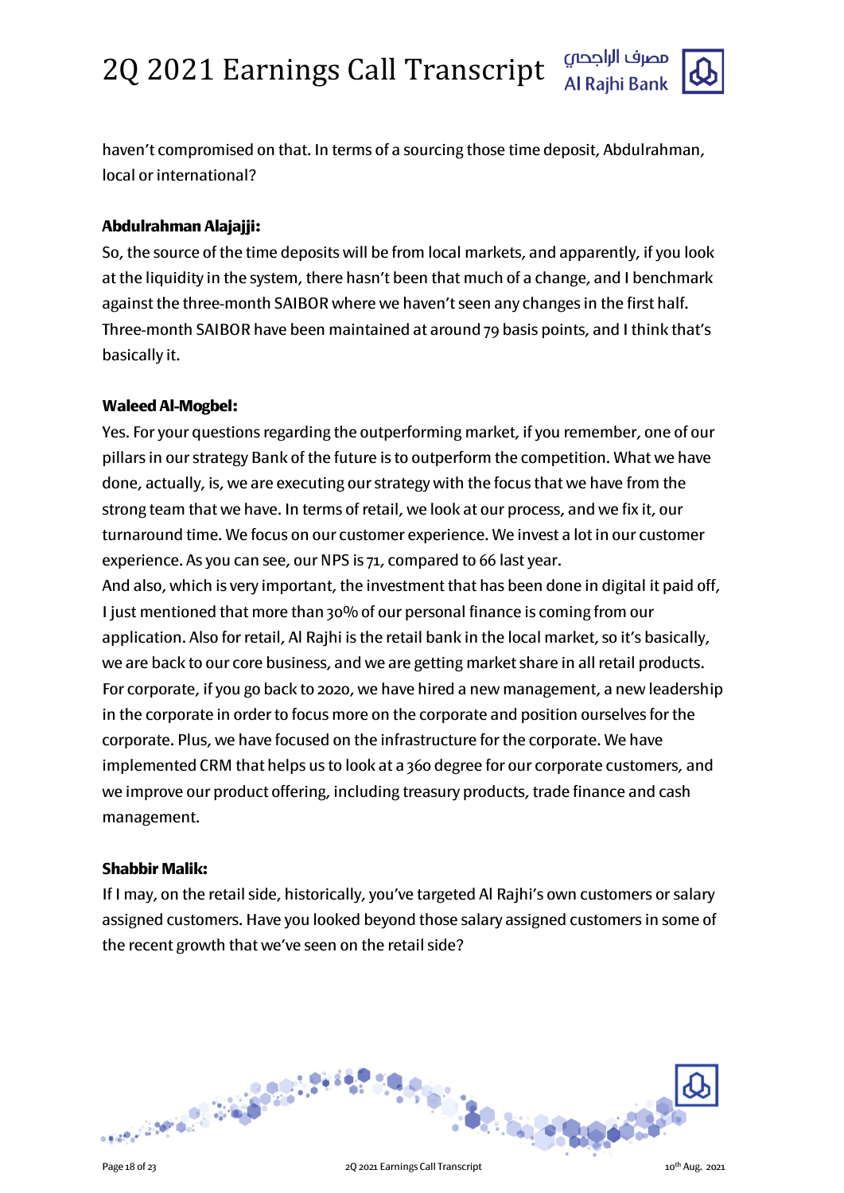haven't compromised on that. In terms of a sourcing those time deposit, Abdulrahman, local or international?

**Abdulrahman Alajajji:**

So, the source of the time deposits will be from local markets, and apparently, if you look at the liquidity in the system, there hasn't been that much of a change, and I benchmark against the three-month SAIBOR where we haven't seen any changes in the first half. Three-month SAIBOR have been maintained at around 79 basis points, and I think that's basically it.

**Waleed Al-Mogbel:**

Yes. For your questions regarding the outperforming market, if you remember, one of our pillars in our strategy Bank of the future is to outperform the competition. What we have done, actually, is, we are executing our strategy with the focus that we have from the strong team that we have. In terms of retail, we look at our process, and we fix it, our turnaround time. We focus on our customer experience. We invest a lot in our customer experience. As you can see, our NPS is 71, compared to 66 last year.

And also, which is very important, the investment that has been done in digital it paid off, I just mentioned that more than 30% of our personal finance is coming from our application. Also for retail, Al Rajhi is the retail bank in the local market, so it's basically, we are back to our core business, and we are getting market share in all retail products. For corporate, if you go back to 2020, we have hired a new management, a new leadership in the corporate in order to focus more on the corporate and position ourselves for the corporate. Plus, we have focused on the infrastructure for the corporate. We have implemented CRM that helps us to look at a 360 degree for our corporate customers, and we improve our product offering, including treasury products, trade finance and cash management.

**Shabbir Malik:**

If I may, on the retail side, historically, you've targeted Al Rajhi's own customers or salary assigned customers. Have you looked beyond those salary assigned customers in some of the recent growth that we've seen on the retail side?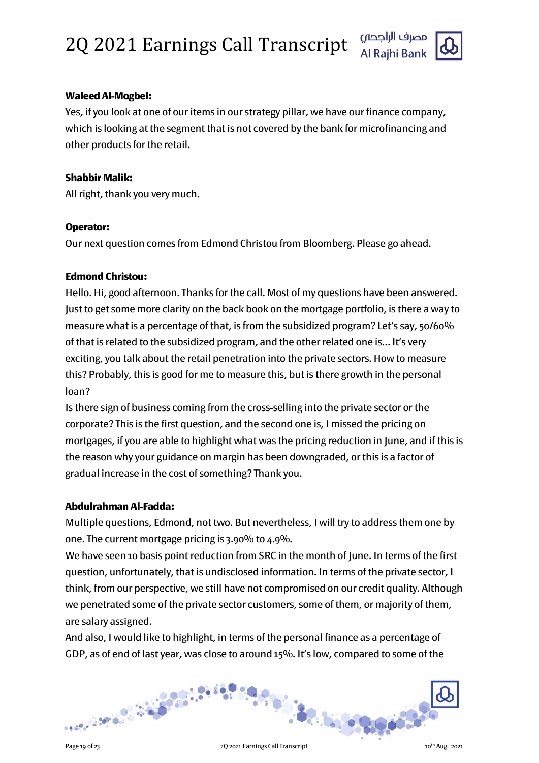**Waleed Al-Mogbel:**

Yes, if you look at one of our items in our strategy pillar, we have our finance company, which is looking at the segment that is not covered by the bank for microfinancing and other products for the retail.

**Shabbir Malik:**

All right, thank you very much.

**Operator:**

Our next question comes from Edmond Christou from Bloomberg. Please go ahead.

**Edmond Christou:**

Hello. Hi, good afternoon. Thanks for the call. Most of my questions have been answered. Just to get some more clarity on the back book on the mortgage portfolio, is there a way to measure what is a percentage of that, is from the subsidized program? Let's say, 50/60% of that is related to the subsidized program, and the other related one is... It's very exciting, you talk about the retail penetration into the private sectors. How to measure this? Probably, this is good for me to measure this, but is there growth in the personal loan?

Is there sign of business coming from the cross-selling into the private sector or the corporate? This is the first question, and the second one is, I missed the pricing on mortgages, if you are able to highlight what was the pricing reduction in June, and if this is the reason why your guidance on margin has been downgraded, or this is a factor of gradual increase in the cost of something? Thank you.

**Abdulrahman Al-Fadda:**

Multiple questions, Edmond, not two. But nevertheless, I will try to address them one by one. The current mortgage pricing is 3.90% to 4.9%.

We have seen 10 basis point reduction from SRC in the month of June. In terms of the first question, unfortunately, that is undisclosed information. In terms of the private sector, I think, from our perspective, we still have not compromised on our credit quality. Although we penetrated some of the private sector customers, some of them, or majority of them, are salary assigned.

And also, I would like to highlight, in terms of the personal finance as a percentage of GDP, as of end of last year, was close to around 15%. It's low, compared to some of the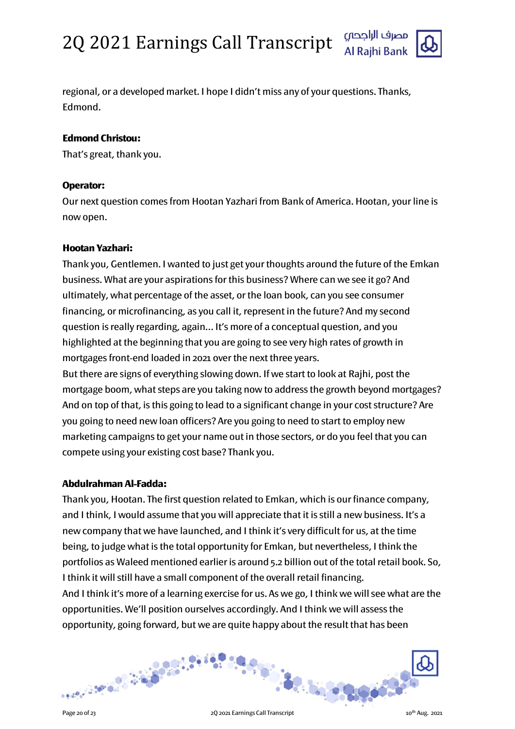regional, or a developed market. I hope I didn't miss any of your questions. Thanks, Edmond.

**Edmond Christou:**

That's great, thank you.

**Operator:**

Our next question comes from Hootan Yazhari from Bank of America. Hootan, your line is now open.

**Hootan Yazhari:**

Thank you, Gentlemen. I wanted to just get your thoughts around the future of the Emkan business. What are your aspirations for this business? Where can we see it go? And ultimately, what percentage of the asset, or the loan book, can you see consumer financing, or microfinancing, as you call it, represent in the future? And my second question is really regarding, again... It's more of a conceptual question, and you highlighted at the beginning that you are going to see very high rates of growth in mortgages front-end loaded in 2021 over the next three years.

But there are signs of everything slowing down. If we start to look at Rajhi, post the mortgage boom, what steps are you taking now to address the growth beyond mortgages? And on top of that, is this going to lead to a significant change in your cost structure? Are you going to need new loan officers? Are you going to need to start to employ new marketing campaigns to get your name out in those sectors, or do you feel that you can compete using your existing cost base? Thank you.

**Abdulrahman Al-Fadda:**

Thank you, Hootan. The first question related to Emkan, which is our finance company, and I think, I would assume that you will appreciate that it is still a new business. It's a new company that we have launched, and I think it's very difficult for us, at the time being, to judge what is the total opportunity for Emkan, but nevertheless, I think the portfolios as Waleed mentioned earlier is around 5.2 billion out of the total retail book. So, I think it will still have a small component of the overall retail financing.

And I think it's more of a learning exercise for us. As we go, I think we will see what are the opportunities. We'll position ourselves accordingly. And I think we will assess the opportunity, going forward, but we are quite happy about the result that has been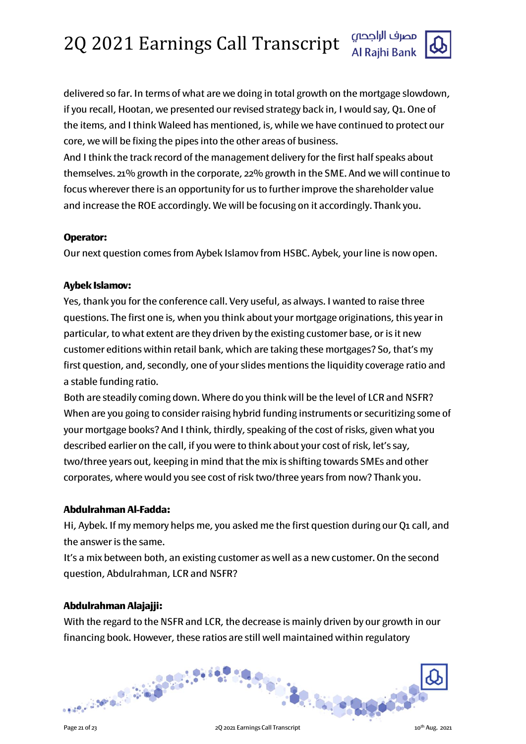delivered so far. In terms of what are we doing in total growth on the mortgage slowdown, if you recall, Hootan, we presented our revised strategy back in, I would say, Q1. One of the items, and I think Waleed has mentioned, is, while we have continued to protect our core, we will be fixing the pipes into the other areas of business.

And I think the track record of the management delivery for the first half speaks about themselves. 21% growth in the corporate, 22% growth in the SME. And we will continue to focus wherever there is an opportunity for us to further improve the shareholder value and increase the ROE accordingly. We will be focusing on it accordingly. Thank you.

**Operator:**

Our next question comes from Aybek Islamov from HSBC. Aybek, your line is now open.

**Aybek Islamov:**

Yes, thank you for the conference call. Very useful, as always. I wanted to raise three questions. The first one is, when you think about your mortgage originations, this year in particular, to what extent are they driven by the existing customer base, or is it new customer editions within retail bank, which are taking these mortgages? So, that's my first question, and, secondly, one of your slides mentions the liquidity coverage ratio and a stable funding ratio.

Both are steadily coming down. Where do you think will be the level of LCR and NSFR? When are you going to consider raising hybrid funding instruments or securitizing some of your mortgage books? And I think, thirdly, speaking of the cost of risks, given what you described earlier on the call, if you were to think about your cost of risk, let's say, two/three years out, keeping in mind that the mix is shifting towards SMEs and other corporates, where would you see cost of risk two/three years from now? Thank you.

**Abdulrahman Al-Fadda:**

Hi, Aybek. If my memory helps me, you asked me the first question during our Q1 call, and the answer is the same.

It's a mix between both, an existing customer as well as a new customer. On the second question, Abdulrahman, LCR and NSFR?

**Abdulrahman Alajajji:**

With the regard to the NSFR and LCR, the decrease is mainly driven by our growth in our financing book. However, these ratios are still well maintained within regulatory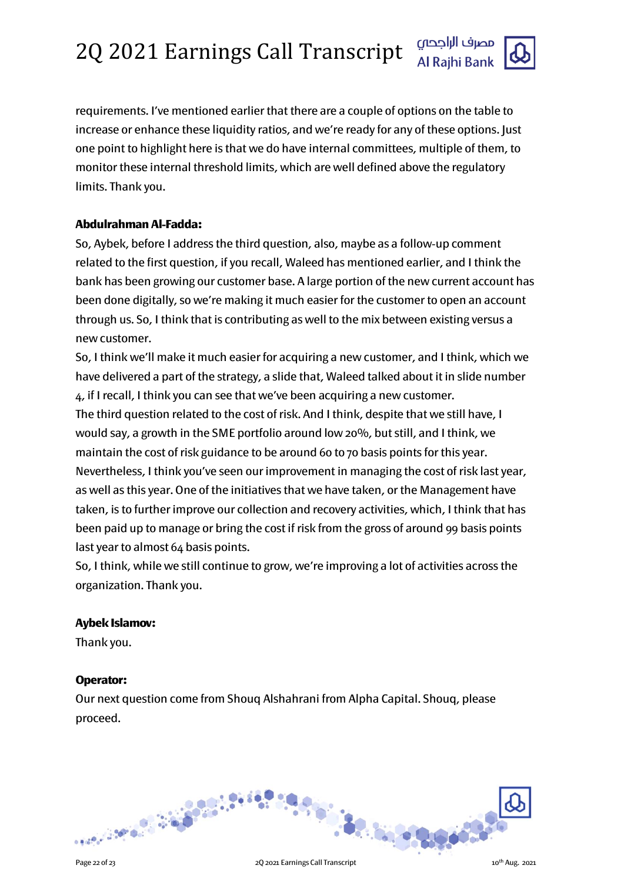requirements. I've mentioned earlier that there are a couple of options on the table to increase or enhance these liquidity ratios, and we're ready for any of these options. Just one point to highlight here is that we do have internal committees, multiple of them, to monitor these internal threshold limits, which are well defined above the regulatory limits. Thank you.

**Abdulrahman Al-Fadda:**

So, Aybek, before I address the third question, also, maybe as a follow-up comment related to the first question, if you recall, Waleed has mentioned earlier, and I think the bank has been growing our customer base. A large portion of the new current account has been done digitally, so we're making it much easier for the customer to open an account through us. So, I think that is contributing as well to the mix between existing versus a new customer.

So, I think we'll make it much easier for acquiring a new customer, and I think, which we have delivered a part of the strategy, a slide that, Waleed talked about it in slide number 4, if I recall, I think you can see that we've been acquiring a new customer.

The third question related to the cost of risk. And I think, despite that we still have, I would say, a growth in the SME portfolio around low 20%, but still, and I think, we maintain the cost of risk guidance to be around 60 to 70 basis points for this year.

Nevertheless, I think you've seen our improvement in managing the cost of risk last year, as well as this year. One of the initiatives that we have taken, or the Management have taken, is to further improve our collection and recovery activities, which, I think that has been paid up to manage or bring the cost if risk from the gross of around 99 basis points last year to almost 64 basis points.

So, I think, while we still continue to grow, we're improving a lot of activities across the organization. Thank you.

**Aybek Islamov:**

Thank you.

**Operator:**

Our next question come from Shouq Alshahrani from Alpha Capital. Shouq, please proceed.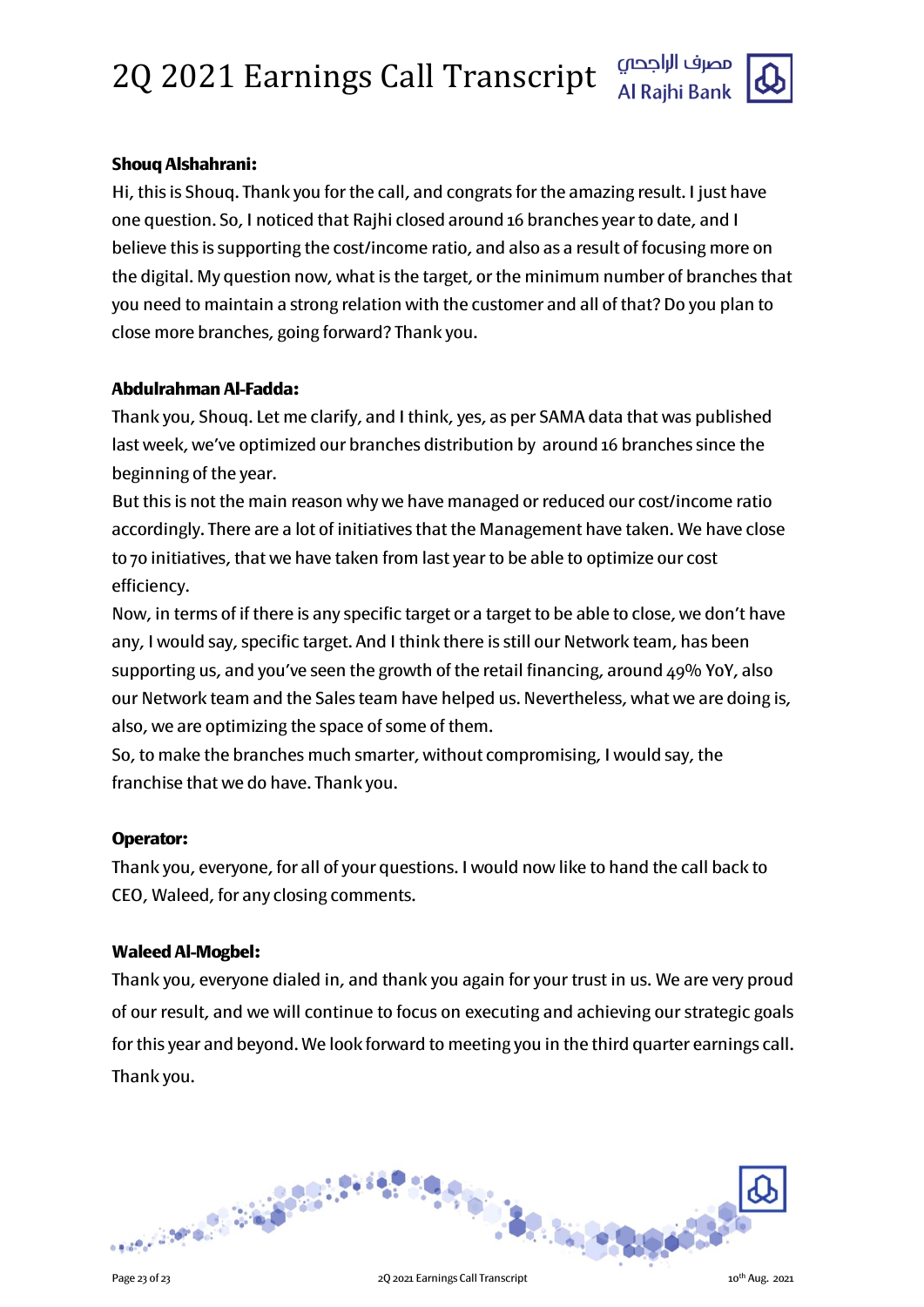**Shouq Alshahrani:**

Hi, this is Shouq. Thank you for the call, and congrats for the amazing result. I just have one question. So, I noticed that Rajhi closed around 16 branches year to date, and I believe this is supporting the cost/income ratio, and also as a result of focusing more on the digital. My question now, what is the target, or the minimum number of branches that you need to maintain a strong relation with the customer and all of that? Do you plan to close more branches, going forward? Thank you.

**Abdulrahman Al-Fadda:**

Thank you, Shouq. Let me clarify, and I think, yes, as per SAMA data that was published last week, we've optimized our branches distribution by around 16 branches since the beginning of the year.

But this is not the main reason why we have managed or reduced our cost/income ratio accordingly. There are a lot of initiatives that the Management have taken. We have close to 70 initiatives, that we have taken from last year to be able to optimize our cost efficiency.

Now, in terms of if there is any specific target or a target to be able to close, we don't have any, I would say, specific target. And I think there is still our Network team, has been supporting us, and you've seen the growth of the retail financing, around 49% YoY, also our Network team and the Sales team have helped us. Nevertheless, what we are doing is, also, we are optimizing the space of some of them.

So, to make the branches much smarter, without compromising, I would say, the franchise that we do have. Thank you.

**Operator:**

Thank you, everyone, for all of your questions. I would now like to hand the call back to CEO, Waleed, for any closing comments.

**Waleed Al-Mogbel:**

Thank you, everyone dialed in, and thank you again for your trust in us. We are very proud of our result, and we will continue to focus on executing and achieving our strategic goals for this year and beyond. We look forward to meeting you in the third quarter earnings call. Thank you.